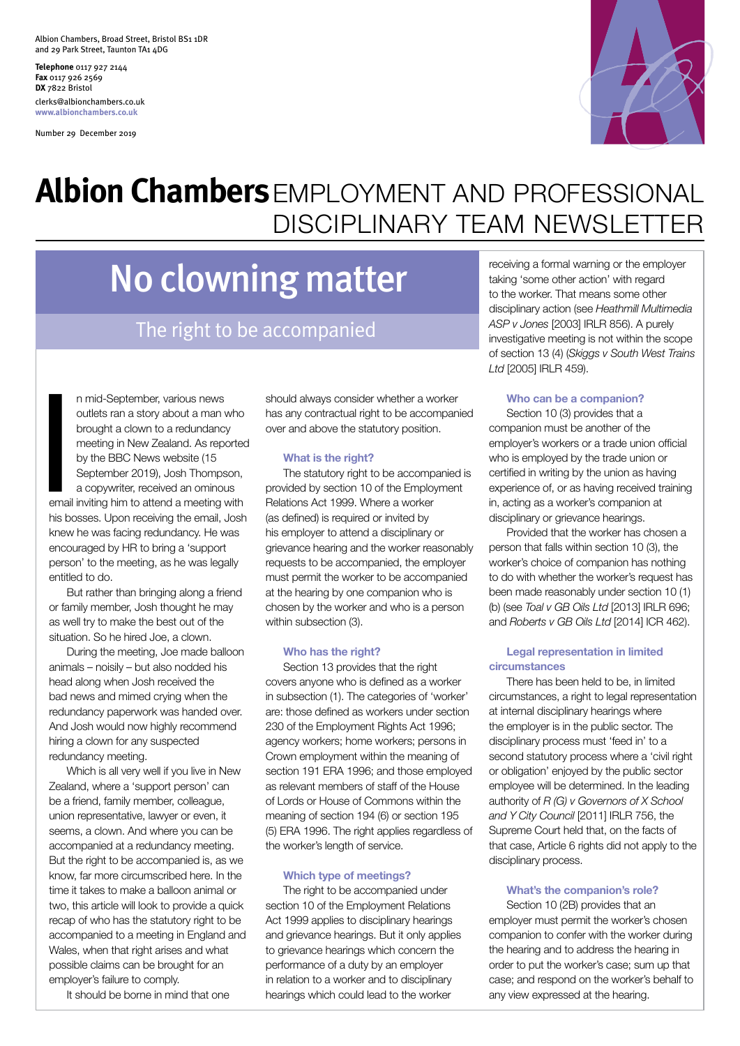Albion Chambers, Broad Street, Bristol BS1 1DR
and 29 Park Street, Taunton TA1 4DG

**Telephone** 0117 927 2144
**Fax** 0117 926 2569
**DX** 7822 Bristol
clerks@albionchambers.co.uk
**www.albionchambers.co.uk**

Number 29 December 2019

# **Albion Chambers** EMPLOYMENT AND PROFESSIONAL DISCIPLINARY TEAM NEWSLETTER

## No clowning matter

### The right to be accompanied

In mid-September, various news outlets ran a story about a man who brought a clown to a redundancy meeting in New Zealand. As reported by the BBC News website (15 September 2019), Josh Thompson, a copywriter, received an ominous email inviting him to attend a meeting with his bosses. Upon receiving the email, Josh knew he was facing redundancy. He was encouraged by HR to bring a 'support person' to the meeting, as he was legally entitled to do.

But rather than bringing along a friend or family member, Josh thought he may as well try to make the best out of the situation. So he hired Joe, a clown.

During the meeting, Joe made balloon animals – noisily – but also nodded his head along when Josh received the bad news and mimed crying when the redundancy paperwork was handed over. And Josh would now highly recommend hiring a clown for any suspected redundancy meeting.

Which is all very well if you live in New Zealand, where a 'support person' can be a friend, family member, colleague, union representative, lawyer or even, it seems, a clown. And where you can be accompanied at a redundancy meeting. But the right to be accompanied is, as we know, far more circumscribed here. In the time it takes to make a balloon animal or two, this article will look to provide a quick recap of who has the statutory right to be accompanied to a meeting in England and Wales, when that right arises and what possible claims can be brought for an employer's failure to comply.

It should be borne in mind that one should always consider whether a worker has any contractual right to be accompanied over and above the statutory position.

#### What is the right?

The statutory right to be accompanied is provided by section 10 of the Employment Relations Act 1999. Where a worker (as defined) is required or invited by his employer to attend a disciplinary or grievance hearing and the worker reasonably requests to be accompanied, the employer must permit the worker to be accompanied at the hearing by one companion who is chosen by the worker and who is a person within subsection (3).

#### Who has the right?

Section 13 provides that the right covers anyone who is defined as a worker in subsection (1). The categories of 'worker' are: those defined as workers under section 230 of the Employment Rights Act 1996; agency workers; home workers; persons in Crown employment within the meaning of section 191 ERA 1996; and those employed as relevant members of staff of the House of Lords or House of Commons within the meaning of section 194 (6) or section 195 (5) ERA 1996. The right applies regardless of the worker's length of service.

#### Which type of meetings?

The right to be accompanied under section 10 of the Employment Relations Act 1999 applies to disciplinary hearings and grievance hearings. But it only applies to grievance hearings which concern the performance of a duty by an employer in relation to a worker and to disciplinary hearings which could lead to the worker receiving a formal warning or the employer taking 'some other action' with regard to the worker. That means some other disciplinary action (see *Heathmill Multimedia ASP v Jones* [2003] IRLR 856). A purely investigative meeting is not within the scope of section 13 (4) (*Skiggs v South West Trains Ltd* [2005] IRLR 459).

#### Who can be a companion?

Section 10 (3) provides that a companion must be another of the employer's workers or a trade union official who is employed by the trade union or certified in writing by the union as having experience of, or as having received training in, acting as a worker's companion at disciplinary or grievance hearings.

Provided that the worker has chosen a person that falls within section 10 (3), the worker's choice of companion has nothing to do with whether the worker's request has been made reasonably under section 10 (1) (b) (see *Toal v GB Oils Ltd* [2013] IRLR 696; and *Roberts v GB Oils Ltd* [2014] ICR 462).

#### Legal representation in limited circumstances

There has been held to be, in limited circumstances, a right to legal representation at internal disciplinary hearings where the employer is in the public sector. The disciplinary process must 'feed in' to a second statutory process where a 'civil right or obligation' enjoyed by the public sector employee will be determined. In the leading authority of *R (G) v Governors of X School and Y City Council* [2011] IRLR 756, the Supreme Court held that, on the facts of that case, Article 6 rights did not apply to the disciplinary process.

#### What's the companion's role?

Section 10 (2B) provides that an employer must permit the worker's chosen companion to confer with the worker during the hearing and to address the hearing in order to put the worker's case; sum up that case; and respond on the worker's behalf to any view expressed at the hearing.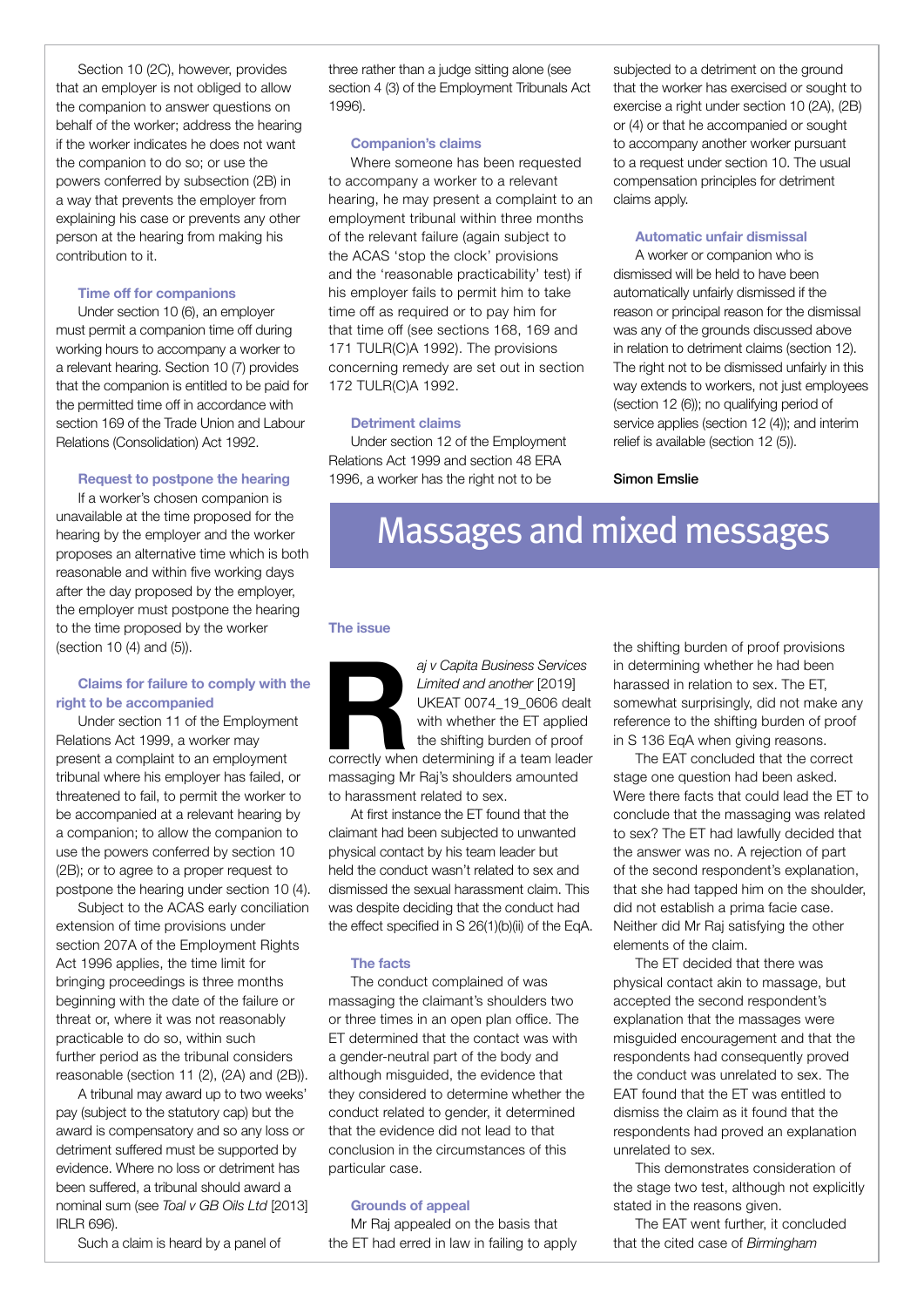Section 10 (2C), however, provides that an employer is not obliged to allow the companion to answer questions on behalf of the worker; address the hearing if the worker indicates he does not want the companion to do so; or use the powers conferred by subsection (2B) in a way that prevents the worker from explaining his case or prevents any other person at the hearing from making his contribution to it.

### Time off for companions

Under section 10 (6), an employer must permit a companion time off during working hours to accompany a worker to a relevant hearing. Section 10 (7) provides that the companion is entitled to be paid for the permitted time off in accordance with section 169 of the Trade Union and Labour Relations (Consolidation) Act 1992.

### Request to postpone the hearing

If a worker's chosen companion is unavailable at the time proposed for the hearing by the employer and the worker proposes an alternative time which is both reasonable and within five working days after the day proposed by the employer, the employer must postpone the hearing to the time proposed by the worker (section 10 (4) and (5)).

### Claims for failure to comply with the right to be accompanied

Under section 11 of the Employment Relations Act 1999, a worker may present a complaint to an employment tribunal where his employer has failed, or threatened to fail, to permit the worker to be accompanied at a relevant hearing by a companion; to allow the companion to use the powers conferred by section 10 (2B); or to agree to a proper request to postpone the hearing under section 10 (4).

Subject to the ACAS early conciliation extension of time provisions under section 207A of the Employment Rights Act 1996 applies, the time limit for bringing proceedings is three months beginning with the date of the failure or threat or, where it was not reasonably practicable to do so, within such further period as the tribunal considers reasonable (section 11 (2), (2A) and (2B)).

A tribunal may award up to two weeks' pay (subject to the statutory cap) but the award is compensatory and so any loss or detriment suffered must be supported by evidence. Where no loss or detriment has been suffered, a tribunal should award a nominal sum (see *Toal v GB Oils Ltd* [2013] IRLR 696).

Such a claim is heard by a panel of three rather than a judge sitting alone (see section 4 (3) of the Employment Tribunals Act 1996).

### Companion's claims

Where someone has been requested to accompany a worker to a relevant hearing, he may present a complaint to an employment tribunal within three months of the relevant failure (again subject to the ACAS 'stop the clock' provisions and the 'reasonable practicability' test) if his employer fails to permit him to take time off as required or to pay him for that time off (see sections 168, 169 and 171 TULR(C)A 1992). The provisions concerning remedy are set out in section 172 TULR(C)A 1992.

### Detriment claims

Under section 12 of the Employment Relations Act 1999 and section 48 ERA 1996, a worker has the right not to be subjected to a detriment on the ground that the worker has exercised or sought to exercise a right under section 10 (2A), (2B) or (4) or that he accompanied or sought to accompany another worker pursuant to a request under section 10. The usual compensation principles for detriment claims apply.

### Automatic unfair dismissal

A worker or companion who is dismissed will be held to have been automatically unfairly dismissed if the reason or principal reason for the dismissal was any of the grounds discussed above in relation to detriment claims (section 12). The right not to be dismissed unfairly in this way extends to workers, not just employees (section 12 (6)); no qualifying period of service applies (section 12 (4)); and interim relief is available (section 12 (5)).

**Simon Emslie**

# Massages and mixed messages

### The issue

*Raj v Capita Business Services Limited and another* [2019] UKEAT 0074_19_0606 dealt with whether the ET applied the shifting burden of proof correctly when determining if a team leader massaging Mr Raj's shoulders amounted to harassment related to sex.

At first instance the ET found that the claimant had been subjected to unwanted physical contact by his team leader but held the conduct wasn't related to sex and dismissed the sexual harassment claim. This was despite deciding that the conduct had the effect specified in S 26(1)(b)(ii) of the EqA.

### The facts

The conduct complained of was massaging the claimant's shoulders two or three times in an open plan office. The ET determined that the contact was with a gender-neutral part of the body and although misguided, the evidence that they considered to determine whether the conduct related to gender, it determined that the evidence did not lead to that conclusion in the circumstances of this particular case.

### Grounds of appeal

Mr Raj appealed on the basis that the ET had erred in law in failing to apply the shifting burden of proof provisions in determining whether he had been harassed in relation to sex. The ET, somewhat surprisingly, did not make any reference to the shifting burden of proof in S 136 EqA when giving reasons.

The EAT concluded that the correct stage one question had been asked. Were there facts that could lead the ET to conclude that the massaging was related to sex? The ET had lawfully decided that the answer was no. A rejection of part of the second respondent's explanation, that she had tapped him on the shoulder, did not establish a prima facie case. Neither did Mr Raj satisfying the other elements of the claim.

The ET decided that there was physical contact akin to massage, but accepted the second respondent's explanation that the massages were misguided encouragement and that the respondents had consequently proved the conduct was unrelated to sex. The EAT found that the ET was entitled to dismiss the claim as it found that the respondents had proved an explanation unrelated to sex.

This demonstrates consideration of the stage two test, although not explicitly stated in the reasons given.

The EAT went further, it concluded that the cited case of *Birmingham*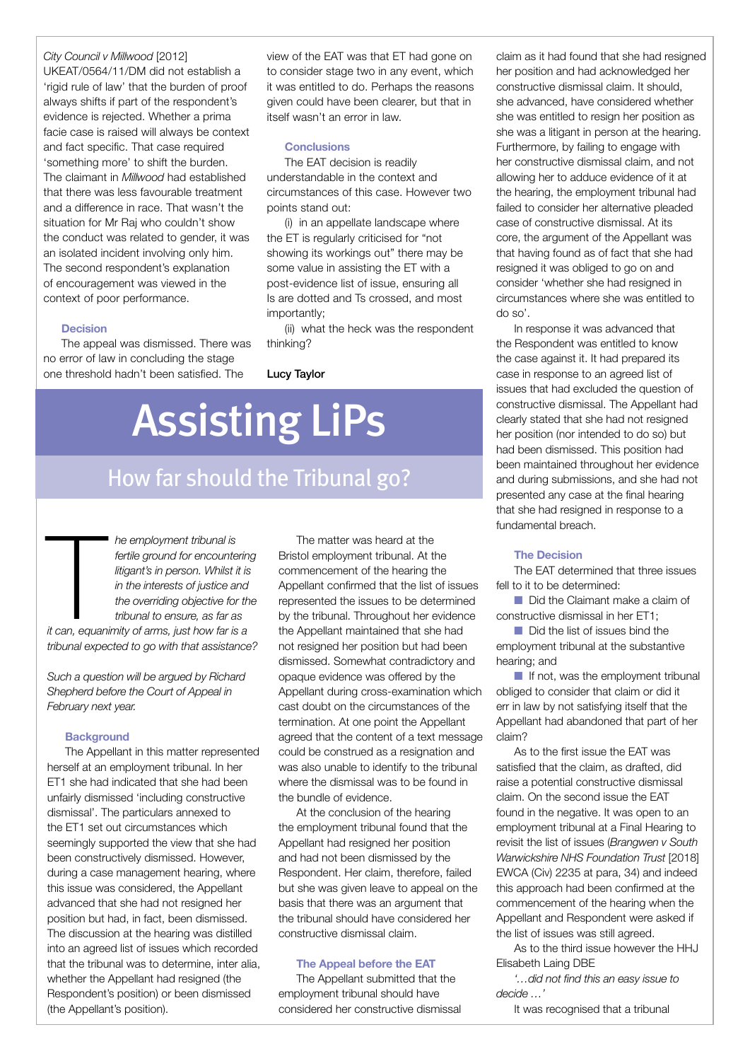*City Council v Millwood* [2012] UKEAT/0564/11/DM did not establish a 'rigid rule of law' that the burden of proof always shifts if part of the respondent's evidence is rejected. Whether a prima facie case is raised will always be context and fact specific. That case required 'something more' to shift the burden. The claimant in *Millwood* had established that there was less favourable treatment and a difference in race. That wasn't the situation for Mr Raj who couldn't show the conduct was related to gender, it was an isolated incident involving only him. The second respondent's explanation of encouragement was viewed in the context of poor performance.

### Decision

The appeal was dismissed. There was no error of law in concluding the stage one threshold hadn't been satisfied. The view of the EAT was that ET had gone on to consider stage two in any event, which it was entitled to do. Perhaps the reasons given could have been clearer, but that in itself wasn't an error in law.

### Conclusions

The EAT decision is readily understandable in the context and circumstances of this case. However two points stand out:

(i) in an appellate landscape where the ET is regularly criticised for "not showing its workings out" there may be some value in assisting the ET with a post-evidence list of issue, ensuring all Is are dotted and Ts crossed, and most importantly;

(ii) what the heck was the respondent thinking?

**Lucy Taylor**

# Assisting LiPs

## How far should the Tribunal go?

*The employment tribunal is fertile ground for encountering litigant's in person. Whilst it is in the interests of justice and the overriding objective for the tribunal to ensure, as far as it can, equanimity of arms, just how far is a tribunal expected to go with that assistance?*

*Such a question will be argued by Richard Shepherd before the Court of Appeal in February next year.*

### Background

The Appellant in this matter represented herself at an employment tribunal. In her ET1 she had indicated that she had been unfairly dismissed 'including constructive dismissal'. The particulars annexed to the ET1 set out circumstances which seemingly supported the view that she had been constructively dismissed. However, during a case management hearing, where this issue was considered, the Appellant advanced that she had not resigned her position but had, in fact, been dismissed. The discussion at the hearing was distilled into an agreed list of issues which recorded that the tribunal was to determine, inter alia, whether the Appellant had resigned (the Respondent's position) or been dismissed (the Appellant's position).

The matter was heard at the Bristol employment tribunal. At the commencement of the hearing the Appellant confirmed that the list of issues represented the issues to be determined by the tribunal. Throughout her evidence the Appellant maintained that she had not resigned her position but had been dismissed. Somewhat contradictory and opaque evidence was offered by the Appellant during cross-examination which cast doubt on the circumstances of the termination. At one point the Appellant agreed that the content of a text message could be construed as a resignation and was also unable to identify to the tribunal where the dismissal was to be found in the bundle of evidence.

At the conclusion of the hearing the employment tribunal found that the Appellant had resigned her position and had not been dismissed by the Respondent. Her claim, therefore, failed but she was given leave to appeal on the basis that there was an argument that the tribunal should have considered her constructive dismissal claim.

### The Appeal before the EAT

The Appellant submitted that the employment tribunal should have considered her constructive dismissal claim as it had found that she had resigned her position and had acknowledged her constructive dismissal claim. It should, she advanced, have considered whether she was entitled to resign her position as she was a litigant in person at the hearing. Furthermore, by failing to engage with her constructive dismissal claim, and not allowing her to adduce evidence of it at the hearing, the employment tribunal had failed to consider her alternative pleaded case of constructive dismissal. At its core, the argument of the Appellant was that having found as of fact that she had resigned it was obliged to go on and consider 'whether she had resigned in circumstances where she was entitled to do so'.

In response it was advanced that the Respondent was entitled to know the case against it. It had prepared its case in response to an agreed list of issues that had excluded the question of constructive dismissal. The Appellant had clearly stated that she had not resigned her position (nor intended to do so) but had been dismissed. This position had been maintained throughout her evidence and during submissions, and she had not presented any case at the final hearing that she had resigned in response to a fundamental breach.

### The Decision

The EAT determined that three issues fell to it to be determined:

- Did the Claimant make a claim of constructive dismissal in her ET1;
- Did the list of issues bind the employment tribunal at the substantive hearing; and
- If not, was the employment tribunal obliged to consider that claim or did it err in law by not satisfying itself that the Appellant had abandoned that part of her claim?

As to the first issue the EAT was satisfied that the claim, as drafted, did raise a potential constructive dismissal claim. On the second issue the EAT found in the negative. It was open to an employment tribunal at a Final Hearing to revisit the list of issues (*Brangwen v South Warwickshire NHS Foundation Trust* [2018] EWCA (Civ) 2235 at para, 34) and indeed this approach had been confirmed at the commencement of the hearing when the Appellant and Respondent were asked if the list of issues was still agreed.

As to the third issue however the HHJ Elisabeth Laing DBE

*'…did not find this an easy issue to decide …'*

It was recognised that a tribunal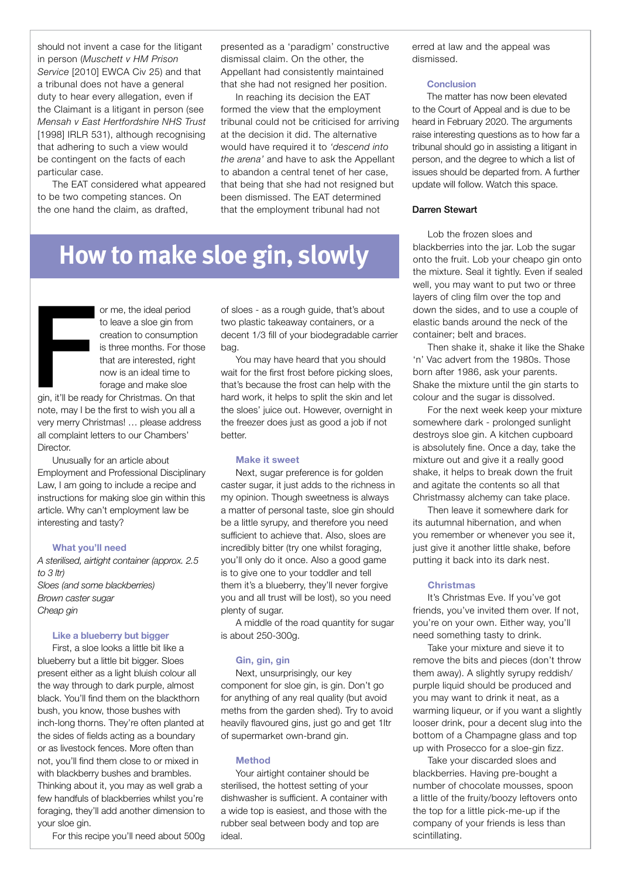should not invent a case for the litigant in person (*Muschett v HM Prison Service* [2010] EWCA Civ 25) and that a tribunal does not have a general duty to hear every allegation, even if the Claimant is a litigant in person (see *Mensah v East Hertfordshire NHS Trust* [1998] IRLR 531), although recognising that adhering to such a view would be contingent on the facts of each particular case.

The EAT considered what appeared to be two competing stances. On the one hand the claim, as drafted, presented as a 'paradigm' constructive dismissal claim. On the other, the Appellant had consistently maintained that she had not resigned her position.

In reaching its decision the EAT formed the view that the employment tribunal could not be criticised for arriving at the decision it did. The alternative would have required it to *'descend into the arena'* and have to ask the Appellant to abandon a central tenet of her case, that being that she had not resigned but been dismissed. The EAT determined that the employment tribunal had not erred at law and the appeal was dismissed.

### Conclusion

The matter has now been elevated to the Court of Appeal and is due to be heard in February 2020. The arguments raise interesting questions as to how far a tribunal should go in assisting a litigant in person, and the degree to which a list of issues should be departed from. A further update will follow. Watch this space.

**Darren Stewart**

# How to make sloe gin, slowly

For me, the ideal period to leave a sloe gin from creation to consumption is three months. For those that are interested, right now is an ideal time to forage and make sloe gin, it'll be ready for Christmas. On that note, may I be the first to wish you all a very merry Christmas! … please address all complaint letters to our Chambers' Director.

Unusually for an article about Employment and Professional Disciplinary Law, I am going to include a recipe and instructions for making sloe gin within this article. Why can't employment law be interesting and tasty?

### What you'll need

*A sterilised, airtight container (approx. 2.5 to 3 ltr)*
*Sloes (and some blackberries)*
*Brown caster sugar*
*Cheap gin*

### Like a blueberry but bigger

First, a sloe looks a little bit like a blueberry but a little bit bigger. Sloes present either as a light bluish colour all the way through to dark purple, almost black. You'll find them on the blackthorn bush, you know, those bushes with inch-long thorns. They're often planted at the sides of fields acting as a boundary or as livestock fences. More often than not, you'll find them close to or mixed in with blackberry bushes and brambles. Thinking about it, you may as well grab a few handfuls of blackberries whilst you're foraging, they'll add another dimension to your sloe gin.

For this recipe you'll need about 500g of sloes - as a rough guide, that's about two plastic takeaway containers, or a decent 1/3 fill of your biodegradable carrier bag.

You may have heard that you should wait for the first frost before picking sloes, that's because the frost can help with the hard work, it helps to split the skin and let the sloes' juice out. However, overnight in the freezer does just as good a job if not better.

### Make it sweet

Next, sugar preference is for golden caster sugar, it just adds to the richness in my opinion. Though sweetness is always a matter of personal taste, sloe gin should be a little syrupy, and therefore you need sufficient to achieve that. Also, sloes are incredibly bitter (try one whilst foraging, you'll only do it once. Also a good game is to give one to your toddler and tell them it's a blueberry, they'll never forgive you and all trust will be lost), so you need plenty of sugar.

A middle of the road quantity for sugar is about 250-300g.

### Gin, gin, gin

Next, unsurprisingly, our key component for sloe gin, is gin. Don't go for anything of any real quality (but avoid meths from the garden shed). Try to avoid heavily flavoured gins, just go and get 1ltr of supermarket own-brand gin.

### Method

Your airtight container should be sterilised, the hottest setting of your dishwasher is sufficient. A container with a wide top is easiest, and those with the rubber seal between body and top are ideal.

Lob the frozen sloes and blackberries into the jar. Lob the sugar onto the fruit. Lob your cheapo gin onto the mixture. Seal it tightly. Even if sealed well, you may want to put two or three layers of cling film over the top and down the sides, and to use a couple of elastic bands around the neck of the container; belt and braces.

Then shake it, shake it like the Shake 'n' Vac advert from the 1980s. Those born after 1986, ask your parents. Shake the mixture until the gin starts to colour and the sugar is dissolved.

For the next week keep your mixture somewhere dark - prolonged sunlight destroys sloe gin. A kitchen cupboard is absolutely fine. Once a day, take the mixture out and give it a really good shake, it helps to break down the fruit and agitate the contents so all that Christmassy alchemy can take place.

Then leave it somewhere dark for its autumnal hibernation, and when you remember or whenever you see it, just give it another little shake, before putting it back into its dark nest.

### Christmas

It's Christmas Eve. If you've got friends, you've invited them over. If not, you're on your own. Either way, you'll need something tasty to drink.

Take your mixture and sieve it to remove the bits and pieces (don't throw them away). A slightly syrupy reddish/purple liquid should be produced and you may want to drink it neat, as a warming liqueur, or if you want a slightly looser drink, pour a decent slug into the bottom of a Champagne glass and top up with Prosecco for a sloe-gin fizz.

Take your discarded sloes and blackberries. Having pre-bought a number of chocolate mousses, spoon a little of the fruity/boozy leftovers onto the top for a little pick-me-up if the company of your friends is less than scintillating.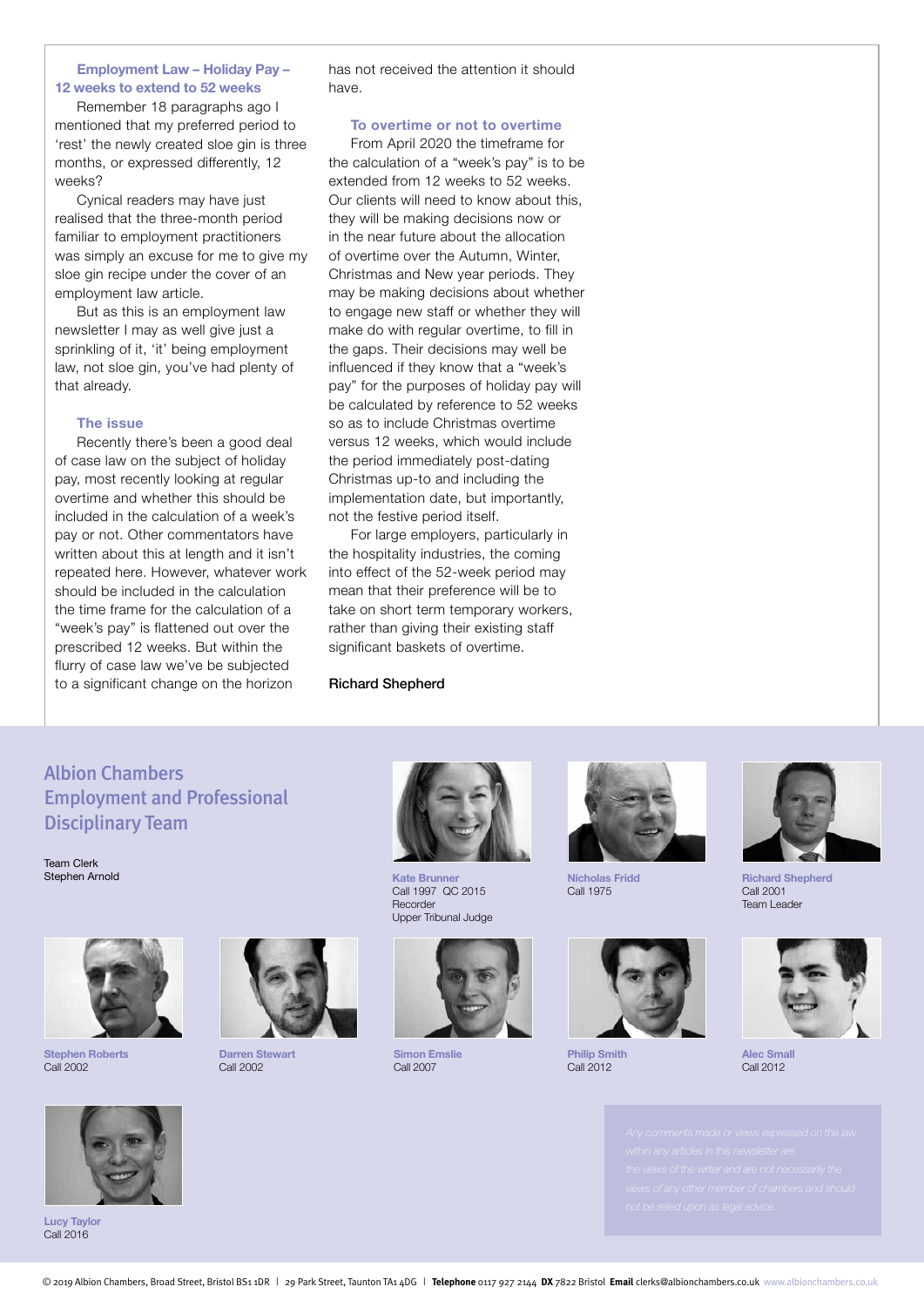### Employment Law – Holiday Pay – 12 weeks to extend to 52 weeks

Remember 18 paragraphs ago I mentioned that my preferred period to 'rest' the newly created sloe gin is three months, or expressed differently, 12 weeks?

Cynical readers may have just realised that the three-month period familiar to employment practitioners was simply an excuse for me to give my sloe gin recipe under the cover of an employment law article.

But as this is an employment law newsletter I may as well give just a sprinkling of it, 'it' being employment law, not sloe gin, you've had plenty of that already.

#### The issue

Recently there's been a good deal of case law on the subject of holiday pay, most recently looking at regular overtime and whether this should be included in the calculation of a week's pay or not. Other commentators have written about this at length and it isn't repeated here. However, whatever work should be included in the calculation the time frame for the calculation of a "week's pay" is flattened out over the prescribed 12 weeks. But within the flurry of case law we've be subjected to a significant change on the horizon has not received the attention it should have.

#### To overtime or not to overtime

From April 2020 the timeframe for the calculation of a "week's pay" is to be extended from 12 weeks to 52 weeks. Our clients will need to know about this, they will be making decisions now or in the near future about the allocation of overtime over the Autumn, Winter, Christmas and New year periods. They may be making decisions about whether to engage new staff or whether they will make do with regular overtime, to fill in the gaps. Their decisions may well be influenced if they know that a "week's pay" for the purposes of holiday pay will be calculated by reference to 52 weeks so as to include Christmas overtime versus 12 weeks, which would include the period immediately post-dating Christmas up-to and including the implementation date, but importantly, not the festive period itself.

For large employers, particularly in the hospitality industries, the coming into effect of the 52-week period may mean that their preference will be to take on short term temporary workers, rather than giving their existing staff significant baskets of overtime.

**Richard Shepherd**

## Albion Chambers Employment and Professional Disciplinary Team

Team Clerk
Stephen Arnold

**Kate Brunner**
Call 1997 QC 2015
Recorder
Upper Tribunal Judge

**Nicholas Fridd**
Call 1975

**Richard Shepherd**
Call 2001
Team Leader

**Stephen Roberts**
Call 2002

**Darren Stewart**
Call 2002

**Simon Emslie**
Call 2007

**Philip Smith**
Call 2012

**Alec Small**
Call 2012

**Lucy Taylor**
Call 2016

*Any comments made or views expressed on the law within any articles in this newsletter are the views of the writer and are not necessarily the views of any other member of chambers and should not be relied upon as legal advice.*

© 2019 Albion Chambers, Broad Street, Bristol BS1 1DR | 29 Park Street, Taunton TA1 4DG | **Telephone** 0117 927 2144 **DX** 7822 Bristol **Email** clerks@albionchambers.co.uk www.albionchambers.co.uk